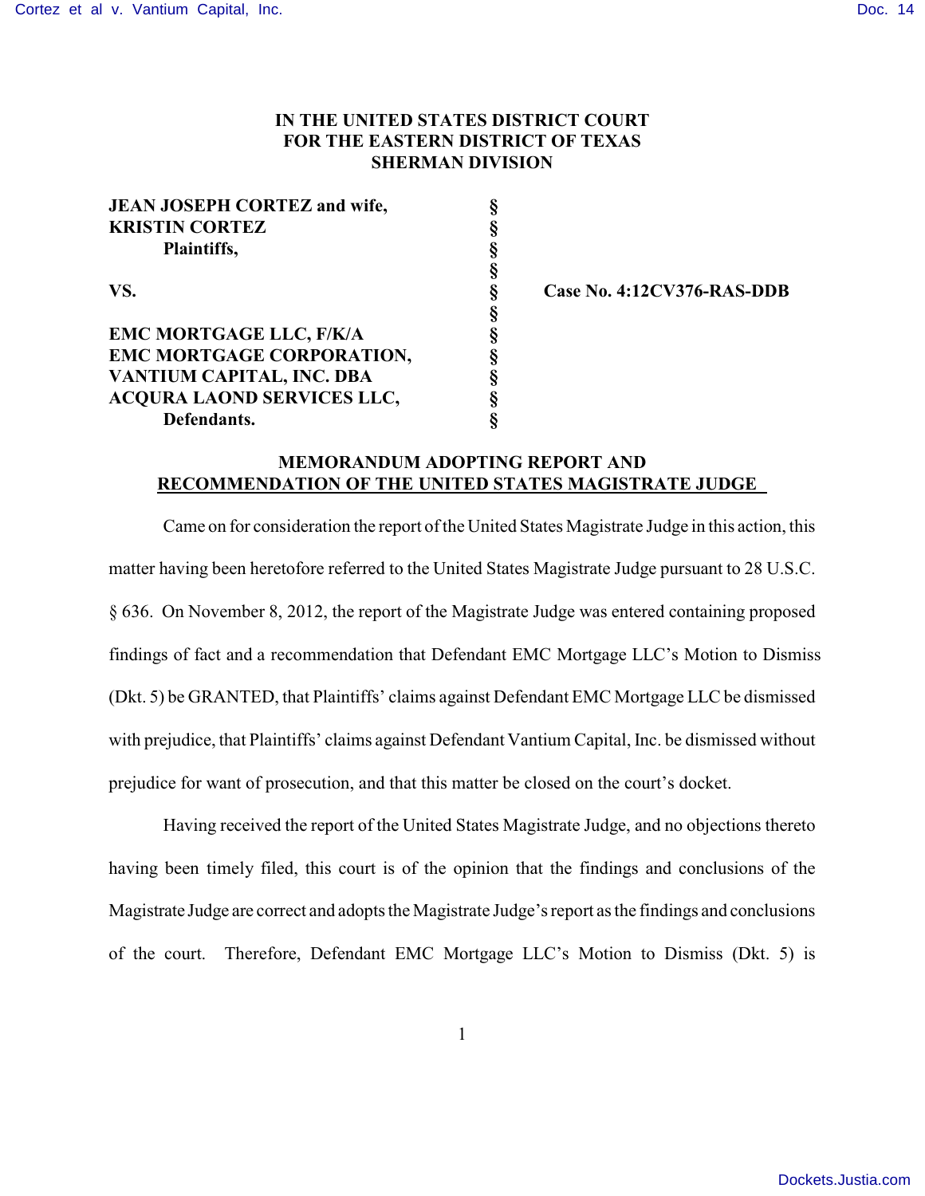**IN THE UNITED STATES DISTRICT COURT**
**FOR THE EASTERN DISTRICT OF TEXAS**
**SHERMAN DIVISION**

| | | |
|---|---|---|
| **JEAN JOSEPH CORTEZ and wife, KRISTIN CORTEZ** | § | |
| **Plaintiffs,** | § | |
| | § | |
| **VS.** | § | **Case No. 4:12CV376-RAS-DDB** |
| | § | |
| **EMC MORTGAGE LLC, F/K/A EMC MORTGAGE CORPORATION, VANTIUM CAPITAL, INC. DBA ACQURA LAOND SERVICES LLC,** | § | |
| **Defendants.** | § | |

**MEMORANDUM ADOPTING REPORT AND RECOMMENDATION OF THE UNITED STATES MAGISTRATE JUDGE**

Came on for consideration the report of the United States Magistrate Judge in this action, this matter having been heretofore referred to the United States Magistrate Judge pursuant to 28 U.S.C. § 636. On November 8, 2012, the report of the Magistrate Judge was entered containing proposed findings of fact and a recommendation that Defendant EMC Mortgage LLC's Motion to Dismiss (Dkt. 5) be GRANTED, that Plaintiffs' claims against Defendant EMC Mortgage LLC be dismissed with prejudice, that Plaintiffs' claims against Defendant Vantium Capital, Inc. be dismissed without prejudice for want of prosecution, and that this matter be closed on the court's docket.

Having received the report of the United States Magistrate Judge, and no objections thereto having been timely filed, this court is of the opinion that the findings and conclusions of the Magistrate Judge are correct and adopts the Magistrate Judge's report as the findings and conclusions of the court. Therefore, Defendant EMC Mortgage LLC's Motion to Dismiss (Dkt. 5) is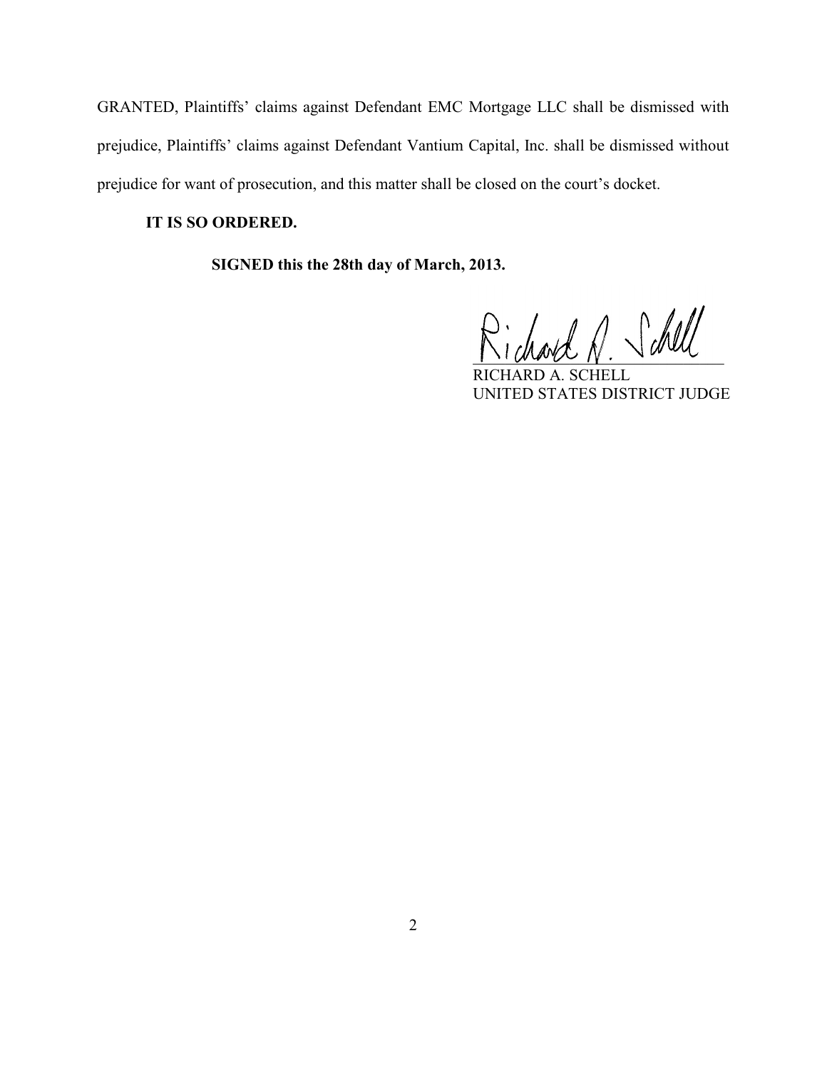GRANTED, Plaintiffs' claims against Defendant EMC Mortgage LLC shall be dismissed with prejudice, Plaintiffs' claims against Defendant Vantium Capital, Inc. shall be dismissed without prejudice for want of prosecution, and this matter shall be closed on the court's docket.

**IT IS SO ORDERED.**

**SIGNED this the 28th day of March, 2013.**

RICHARD A. SCHELL
UNITED STATES DISTRICT JUDGE